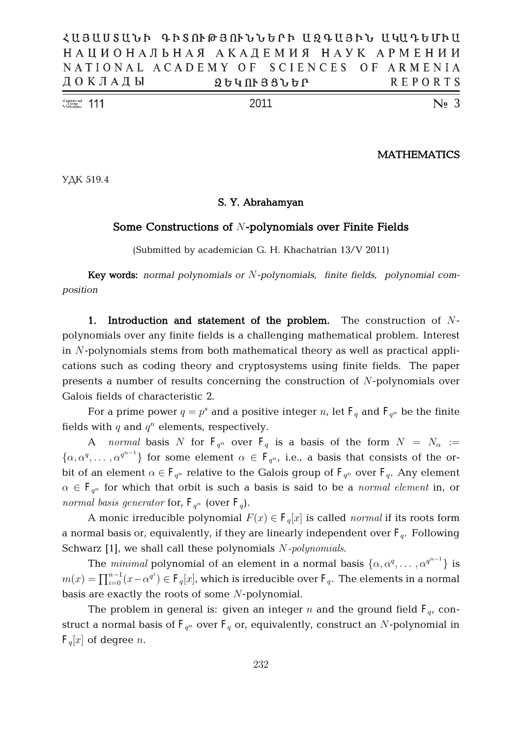MATHEMATICS

УДК 519.4

**S. Y. Abrahamyan**

## Some Constructions of $N$-polynomials over Finite Fields

(Submitted by academician G. H. Khachatrian 13/V 2011)

**Key words:** *normal polynomials or $N$-polynomials, finite fields, polynomial composition*

**1. Introduction and statement of the problem.** The construction of $N$-polynomials over any finite fields is a challenging mathematical problem. Interest in $N$-polynomials stems from both mathematical theory as well as practical applications such as coding theory and cryptosystems using finite fields. The paper presents a number of results concerning the construction of $N$-polynomials over Galois fields of characteristic 2.

For a prime power $q = p^s$ and a positive integer $n$, let $\mathsf{F}_q$ and $\mathsf{F}_{q^n}$ be the finite fields with $q$ and $q^n$ elements, respectively.

A *normal* basis $N$ for $\mathsf{F}_{q^n}$ over $\mathsf{F}_q$ is a basis of the form $N = N_\alpha := \{\alpha, \alpha^q, \dots, \alpha^{q^{n-1}}\}$ for some element $\alpha \in \mathsf{F}_{q^n}$, i.e., a basis that consists of the orbit of an element $\alpha \in \mathsf{F}_{q^n}$ relative to the Galois group of $\mathsf{F}_{q^n}$ over $\mathsf{F}_q$. Any element $\alpha \in \mathsf{F}_{q^n}$ for which that orbit is such a basis is said to be a *normal element* in, or *normal basis generator* for, $\mathsf{F}_{q^n}$ (over $\mathsf{F}_q$).

A monic irreducible polynomial $F(x) \in \mathsf{F}_q[x]$ is called *normal* if its roots form a normal basis or, equivalently, if they are linearly independent over $\mathsf{F}_q$. Following Schwarz [1], we shall call these polynomials *$N$-polynomials*.

The *minimal* polynomial of an element in a normal basis $\{\alpha, \alpha^q, \dots, \alpha^{q^{n-1}}\}$ is $m(x) = \prod_{i=0}^{n-1}(x - \alpha^{q^i}) \in \mathsf{F}_q[x]$, which is irreducible over $\mathsf{F}_q$. The elements in a normal basis are exactly the roots of some $N$-polynomial.

The problem in general is: given an integer $n$ and the ground field $\mathsf{F}_q$, construct a normal basis of $\mathsf{F}_{q^n}$ over $\mathsf{F}_q$ or, equivalently, construct an $N$-polynomial in $\mathsf{F}_q[x]$ of degree $n$.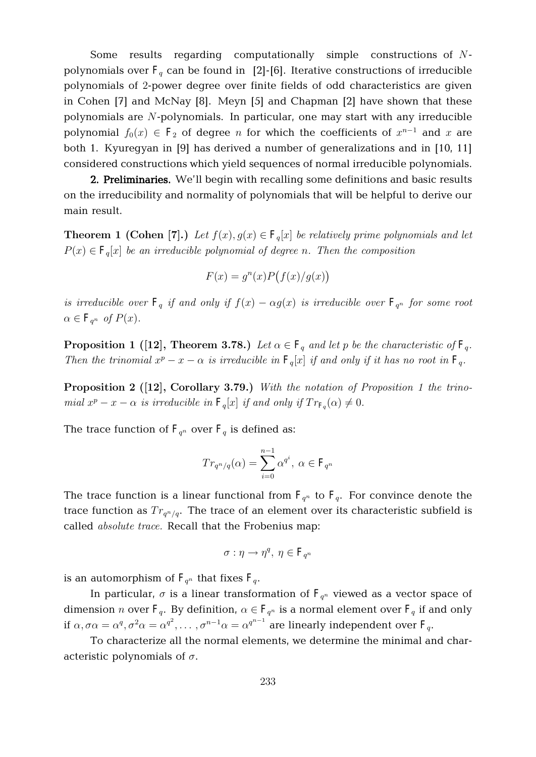Some results regarding computationally simple constructions of $N$-polynomials over $\mathsf{F}_q$ can be found in [2]-[6]. Iterative constructions of irreducible polynomials of 2-power degree over finite fields of odd characteristics are given in Cohen [7] and McNay [8]. Meyn [5] and Chapman [2] have shown that these polynomials are $N$-polynomials. In particular, one may start with any irreducible polynomial $f_0(x) \in \mathsf{F}_2$ of degree $n$ for which the coefficients of $x^{n-1}$ and $x$ are both 1. Kyuregyan in [9] has derived a number of generalizations and in [10, 11] considered constructions which yield sequences of normal irreducible polynomials.

**2. Preliminaries.** We'll begin with recalling some definitions and basic results on the irreducibility and normality of polynomials that will be helpful to derive our main result.

**Theorem 1 (Cohen [7].)** *Let $f(x), g(x) \in \mathsf{F}_q[x]$ be relatively prime polynomials and let $P(x) \in \mathsf{F}_q[x]$ be an irreducible polynomial of degree $n$. Then the composition*

$$F(x) = g^n(x)P\big(f(x)/g(x)\big)$$

*is irreducible over $\mathsf{F}_q$ if and only if $f(x) - \alpha g(x)$ is irreducible over $\mathsf{F}_{q^n}$ for some root $\alpha \in \mathsf{F}_{q^n}$ of $P(x)$.*

**Proposition 1 ([12], Theorem 3.78.)** *Let $\alpha \in \mathsf{F}_q$ and let $p$ be the characteristic of $\mathsf{F}_q$. Then the trinomial $x^p - x - \alpha$ is irreducible in $\mathsf{F}_q[x]$ if and only if it has no root in $\mathsf{F}_q$.*

**Proposition 2 ([12], Corollary 3.79.)** *With the notation of Proposition 1 the trinomial $x^p - x - \alpha$ is irreducible in $\mathsf{F}_q[x]$ if and only if $Tr_{\mathsf{F}_q}(\alpha) \neq 0$.*

The trace function of $\mathsf{F}_{q^n}$ over $\mathsf{F}_q$ is defined as:

$$Tr_{q^n/q}(\alpha) = \sum_{i=0}^{n-1} \alpha^{q^i}, \ \alpha \in \mathsf{F}_{q^n}$$

The trace function is a linear functional from $\mathsf{F}_{q^n}$ to $\mathsf{F}_q$. For convince denote the trace function as $Tr_{q^n/q}$. The trace of an element over its characteristic subfield is called *absolute trace.* Recall that the Frobenius map:

$$\sigma : \eta \to \eta^q, \ \eta \in \mathsf{F}_{q^n}$$

is an automorphism of $\mathsf{F}_{q^n}$ that fixes $\mathsf{F}_q$.

In particular, $\sigma$ is a linear transformation of $\mathsf{F}_{q^n}$ viewed as a vector space of dimension $n$ over $\mathsf{F}_q$. By definition, $\alpha \in \mathsf{F}_{q^n}$ is a normal element over $\mathsf{F}_q$ if and only if $\alpha, \sigma\alpha = \alpha^q, \sigma^2\alpha = \alpha^{q^2}, \ldots, \sigma^{n-1}\alpha = \alpha^{q^{n-1}}$ are linearly independent over $\mathsf{F}_q$.

To characterize all the normal elements, we determine the minimal and characteristic polynomials of $\sigma$.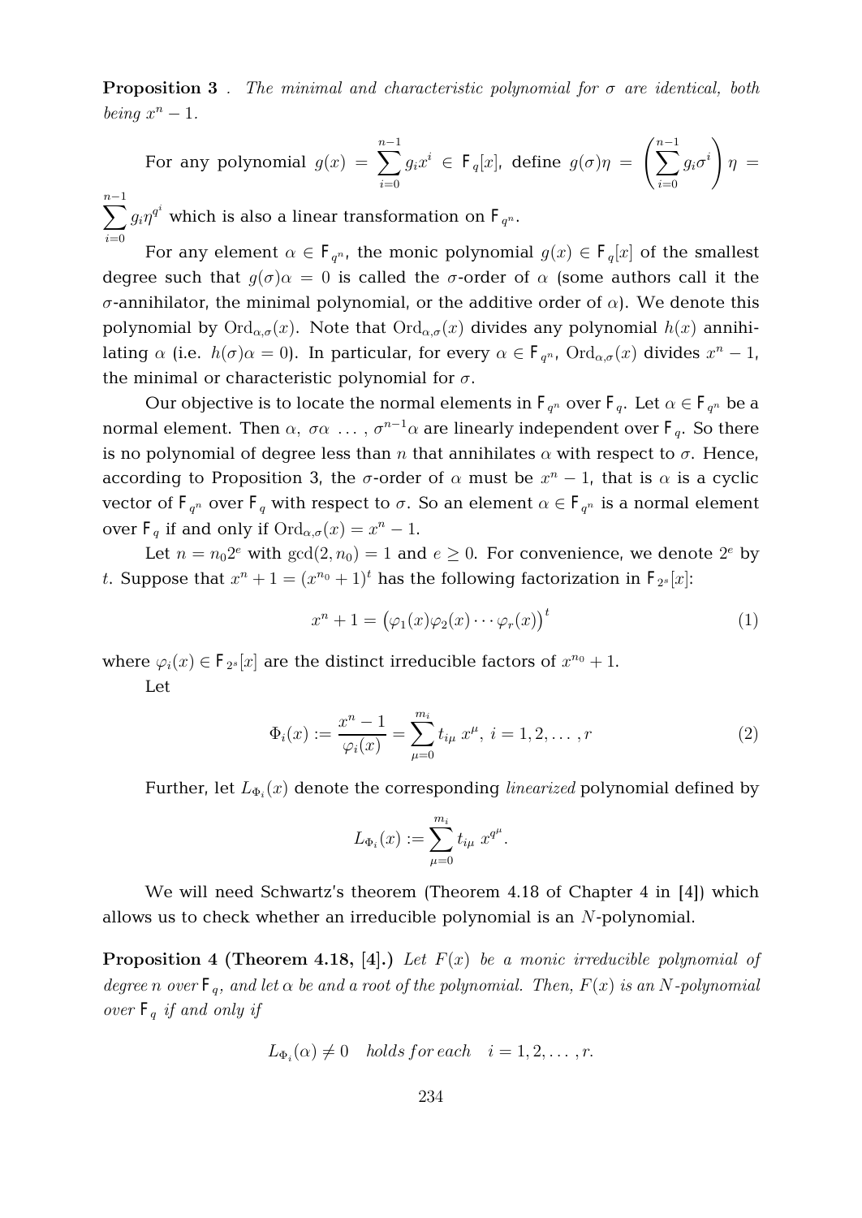**Proposition 3** . *The minimal and characteristic polynomial for $\sigma$ are identical, both being $x^n - 1$.*

For any polynomial $g(x) = \sum_{i=0}^{n-1} g_i x^i \in \mathsf{F}_q[x]$, define $g(\sigma)\eta = \left(\sum_{i=0}^{n-1} g_i \sigma^i\right)\eta = \sum_{i=0}^{n-1} g_i \eta^{q^i}$ which is also a linear transformation on $\mathsf{F}_{q^n}$.

For any element $\alpha \in \mathsf{F}_{q^n}$, the monic polynomial $g(x) \in \mathsf{F}_q[x]$ of the smallest degree such that $g(\sigma)\alpha = 0$ is called the $\sigma$-order of $\alpha$ (some authors call it the $\sigma$-annihilator, the minimal polynomial, or the additive order of $\alpha$). We denote this polynomial by $\mathrm{Ord}_{\alpha,\sigma}(x)$. Note that $\mathrm{Ord}_{\alpha,\sigma}(x)$ divides any polynomial $h(x)$ annihilating $\alpha$ (i.e. $h(\sigma)\alpha = 0$). In particular, for every $\alpha \in \mathsf{F}_{q^n}$, $\mathrm{Ord}_{\alpha,\sigma}(x)$ divides $x^n - 1$, the minimal or characteristic polynomial for $\sigma$.

Our objective is to locate the normal elements in $\mathsf{F}_{q^n}$ over $\mathsf{F}_q$. Let $\alpha \in \mathsf{F}_{q^n}$ be a normal element. Then $\alpha$, $\sigma\alpha$ $\ldots$ , $\sigma^{n-1}\alpha$ are linearly independent over $\mathsf{F}_q$. So there is no polynomial of degree less than $n$ that annihilates $\alpha$ with respect to $\sigma$. Hence, according to Proposition 3, the $\sigma$-order of $\alpha$ must be $x^n - 1$, that is $\alpha$ is a cyclic vector of $\mathsf{F}_{q^n}$ over $\mathsf{F}_q$ with respect to $\sigma$. So an element $\alpha \in \mathsf{F}_{q^n}$ is a normal element over $\mathsf{F}_q$ if and only if $\mathrm{Ord}_{\alpha,\sigma}(x) = x^n - 1$.

Let $n = n_0 2^e$ with $\gcd(2, n_0) = 1$ and $e \geq 0$. For convenience, we denote $2^e$ by $t$. Suppose that $x^n + 1 = (x^{n_0} + 1)^t$ has the following factorization in $\mathsf{F}_{2^s}[x]$:

$$x^n + 1 = \left(\varphi_1(x)\varphi_2(x)\cdots\varphi_r(x)\right)^t \tag{1}$$

where $\varphi_i(x) \in \mathsf{F}_{2^s}[x]$ are the distinct irreducible factors of $x^{n_0} + 1$.

Let

$$\Phi_i(x) := \frac{x^n - 1}{\varphi_i(x)} = \sum_{\mu=0}^{m_i} t_{i\mu}\, x^{\mu},\ i = 1, 2, \ldots, r \tag{2}$$

Further, let $L_{\Phi_i}(x)$ denote the corresponding *linearized* polynomial defined by

$$L_{\Phi_i}(x) := \sum_{\mu=0}^{m_i} t_{i\mu}\, x^{q^{\mu}}.$$

We will need Schwartz's theorem (Theorem 4.18 of Chapter 4 in [4]) which allows us to check whether an irreducible polynomial is an $N$-polynomial.

**Proposition 4 (Theorem 4.18, [4].)** *Let $F(x)$ be a monic irreducible polynomial of degree $n$ over $\mathsf{F}_q$, and let $\alpha$ be and a root of the polynomial. Then, $F(x)$ is an $N$-polynomial over $\mathsf{F}_q$ if and only if*

$$L_{\Phi_i}(\alpha) \neq 0 \quad \textit{holds for each} \quad i = 1, 2, \ldots, r.$$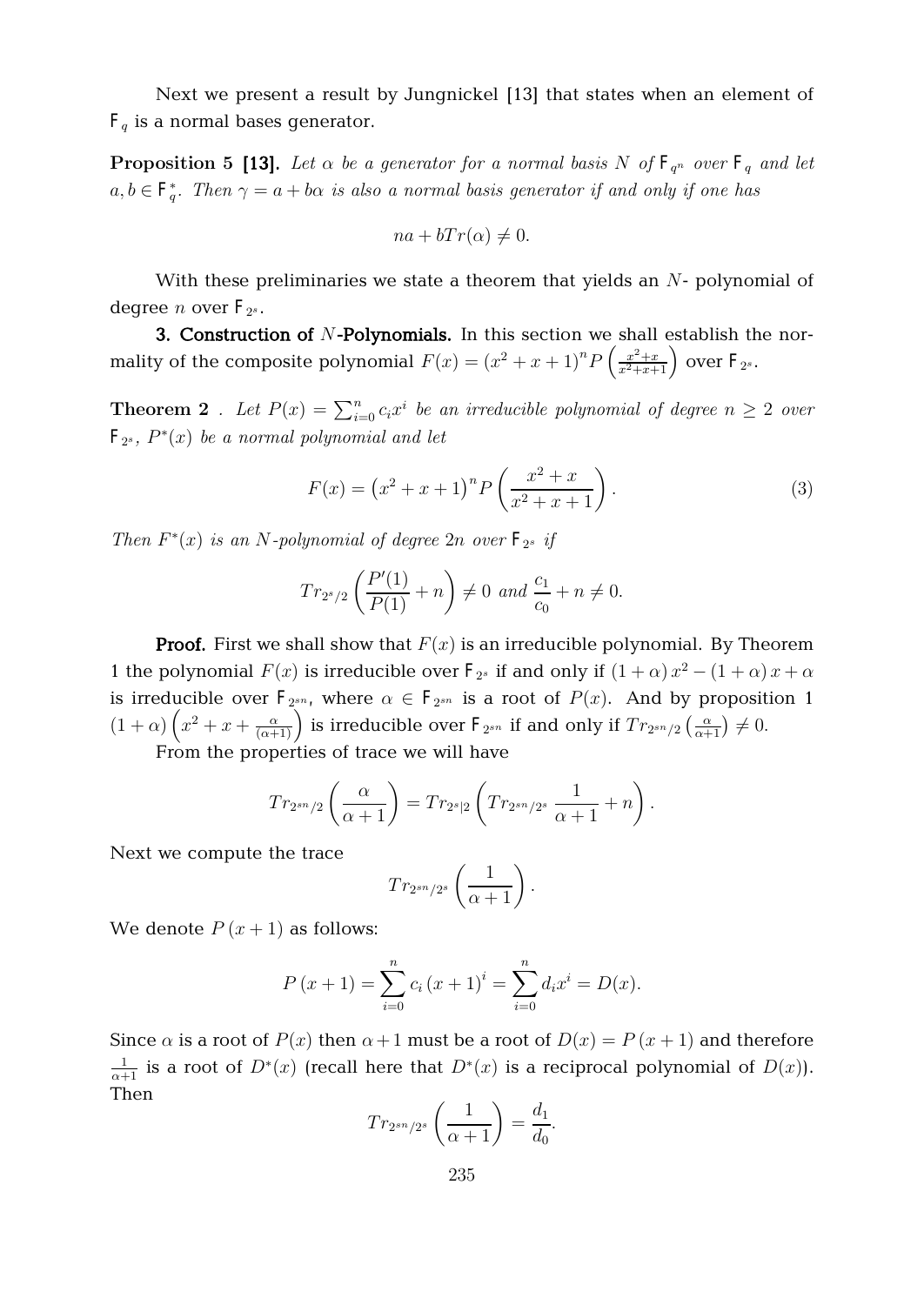Next we present a result by Jungnickel [13] that states when an element of $\mathsf{F}_q$ is a normal bases generator.

**Proposition 5 [13].** *Let $\alpha$ be a generator for a normal basis $N$ of $\mathsf{F}_{q^n}$ over $\mathsf{F}_q$ and let $a, b \in \mathsf{F}_q^*$. Then $\gamma = a + b\alpha$ is also a normal basis generator if and only if one has*

$$na + bTr(\alpha) \neq 0.$$

With these preliminaries we state a theorem that yields an $N$- polynomial of degree $n$ over $\mathsf{F}_{2^s}$.

**3. Construction of $N$-Polynomials.** In this section we shall establish the normality of the composite polynomial $F(x) = (x^2+x+1)^n P\left(\frac{x^2+x}{x^2+x+1}\right)$ over $\mathsf{F}_{2^s}$.

**Theorem 2** . *Let $P(x) = \sum_{i=0}^n c_i x^i$ be an irreducible polynomial of degree $n \geq 2$ over $\mathsf{F}_{2^s}$, $P^*(x)$ be a normal polynomial and let*

$$F(x) = \left(x^2+x+1\right)^n P\left(\frac{x^2+x}{x^2+x+1}\right). \tag{3}$$

*Then $F^*(x)$ is an $N$-polynomial of degree $2n$ over $\mathsf{F}_{2^s}$ if*

$$Tr_{2^s/2}\left(\frac{P'(1)}{P(1)} + n\right) \neq 0 \text{ and } \frac{c_1}{c_0} + n \neq 0.$$

**Proof.** First we shall show that $F(x)$ is an irreducible polynomial. By Theorem 1 the polynomial $F(x)$ is irreducible over $\mathsf{F}_{2^s}$ if and only if $(1+\alpha)x^2 - (1+\alpha)x + \alpha$ is irreducible over $\mathsf{F}_{2^{sn}}$, where $\alpha \in \mathsf{F}_{2^{sn}}$ is a root of $P(x)$. And by proposition 1 $(1+\alpha)\left(x^2 + x + \frac{\alpha}{(\alpha+1)}\right)$ is irreducible over $\mathsf{F}_{2^{sn}}$ if and only if $Tr_{2^{sn}/2}\left(\frac{\alpha}{\alpha+1}\right) \neq 0$.

From the properties of trace we will have

$$Tr_{2^{sn}/2}\left(\frac{\alpha}{\alpha+1}\right) = Tr_{2^s|2}\left(Tr_{2^{sn}/2^s}\ \frac{1}{\alpha+1} + n\right).$$

Next we compute the trace

$$Tr_{2^{sn}/2^s}\left(\frac{1}{\alpha+1}\right).$$

We denote $P(x+1)$ as follows:

$$P(x+1) = \sum_{i=0}^n c_i (x+1)^i = \sum_{i=0}^n d_i x^i = D(x).$$

Since $\alpha$ is a root of $P(x)$ then $\alpha+1$ must be a root of $D(x) = P(x+1)$ and therefore $\frac{1}{\alpha+1}$ is a root of $D^*(x)$ (recall here that $D^*(x)$ is a reciprocal polynomial of $D(x)$). Then

$$Tr_{2^{sn}/2^s}\left(\frac{1}{\alpha+1}\right) = \frac{d_1}{d_0}.$$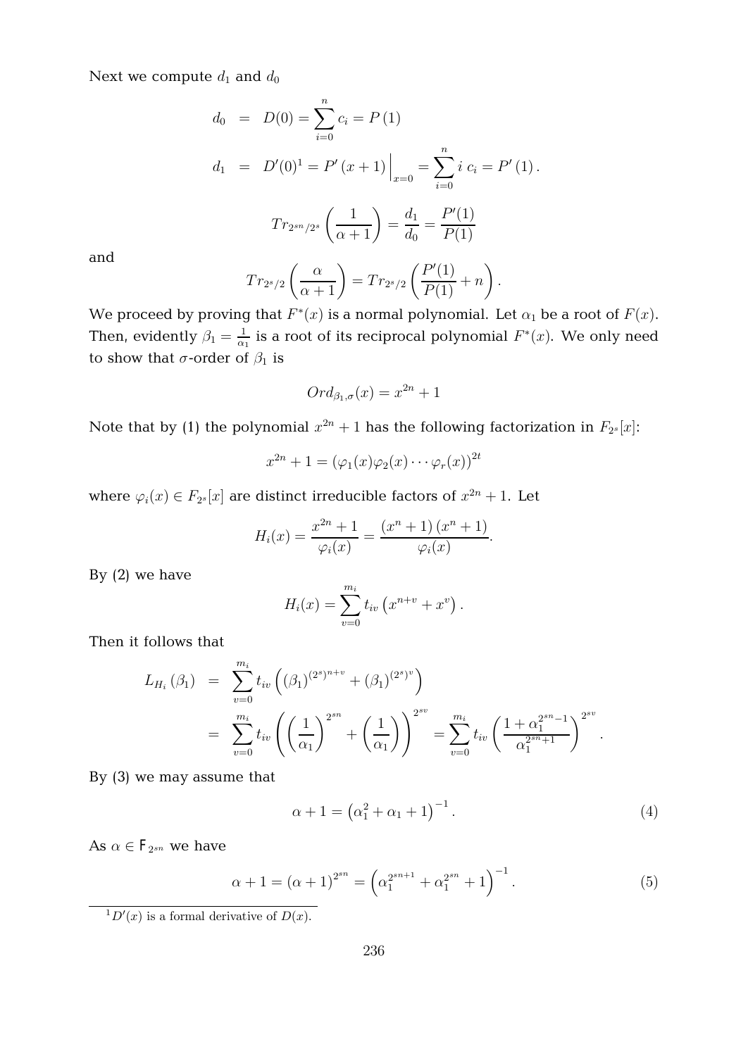Next we compute $d_1$ and $d_0$

$$
\begin{aligned}
d_0 &= D(0) = \sum_{i=0}^{n} c_i = P(1) \\
d_1 &= D'(0)^1 = P'(x+1)\Big|_{x=0} = \sum_{i=0}^{n} i\ c_i = P'(1).
\end{aligned}
$$

$$
Tr_{2^{sn}/2^s}\left(\frac{1}{\alpha+1}\right) = \frac{d_1}{d_0} = \frac{P'(1)}{P(1)}
$$

and

$$
Tr_{2^s/2}\left(\frac{\alpha}{\alpha+1}\right) = Tr_{2^s/2}\left(\frac{P'(1)}{P(1)} + n\right).
$$

We proceed by proving that $F^*(x)$ is a normal polynomial. Let $\alpha_1$ be a root of $F(x)$. Then, evidently $\beta_1 = \frac{1}{\alpha_1}$ is a root of its reciprocal polynomial $F^*(x)$. We only need to show that $\sigma$-order of $\beta_1$ is

$$
Ord_{\beta_1,\sigma}(x) = x^{2n} + 1
$$

Note that by (1) the polynomial $x^{2n}+1$ has the following factorization in $F_{2^s}[x]$:

$$
x^{2n} + 1 = \left(\varphi_1(x)\varphi_2(x)\cdots\varphi_r(x)\right)^{2t}
$$

where $\varphi_i(x) \in F_{2^s}[x]$ are distinct irreducible factors of $x^{2n}+1$. Let

$$
H_i(x) = \frac{x^{2n}+1}{\varphi_i(x)} = \frac{(x^n+1)(x^n+1)}{\varphi_i(x)}.
$$

By (2) we have

$$
H_i(x) = \sum_{v=0}^{m_i} t_{iv}\left(x^{n+v} + x^v\right).
$$

Then it follows that

$$
\begin{aligned}
L_{H_i}(\beta_1) &= \sum_{v=0}^{m_i} t_{iv}\left((\beta_1)^{(2^s)^{n+v}} + (\beta_1)^{(2^s)^v}\right) \\
&= \sum_{v=0}^{m_i} t_{iv}\left(\left(\frac{1}{\alpha_1}\right)^{2^{sn}} + \left(\frac{1}{\alpha_1}\right)\right)^{2^{sv}} = \sum_{v=0}^{m_i} t_{iv}\left(\frac{1+\alpha_1^{2^{sn}-1}}{\alpha_1^{2^{sn}+1}}\right)^{2^{sv}}.
\end{aligned}
$$

By (3) we may assume that

$$
\alpha + 1 = \left(\alpha_1^2 + \alpha_1 + 1\right)^{-1}. \tag{4}
$$

As $\alpha \in \mathsf{F}_{2^{sn}}$ we have

$$
\alpha + 1 = (\alpha+1)^{2^{sn}} = \left(\alpha_1^{2^{sn+1}} + \alpha_1^{2^{sn}} + 1\right)^{-1}. \tag{5}
$$

[1] $D'(x)$ is a formal derivative of $D(x)$.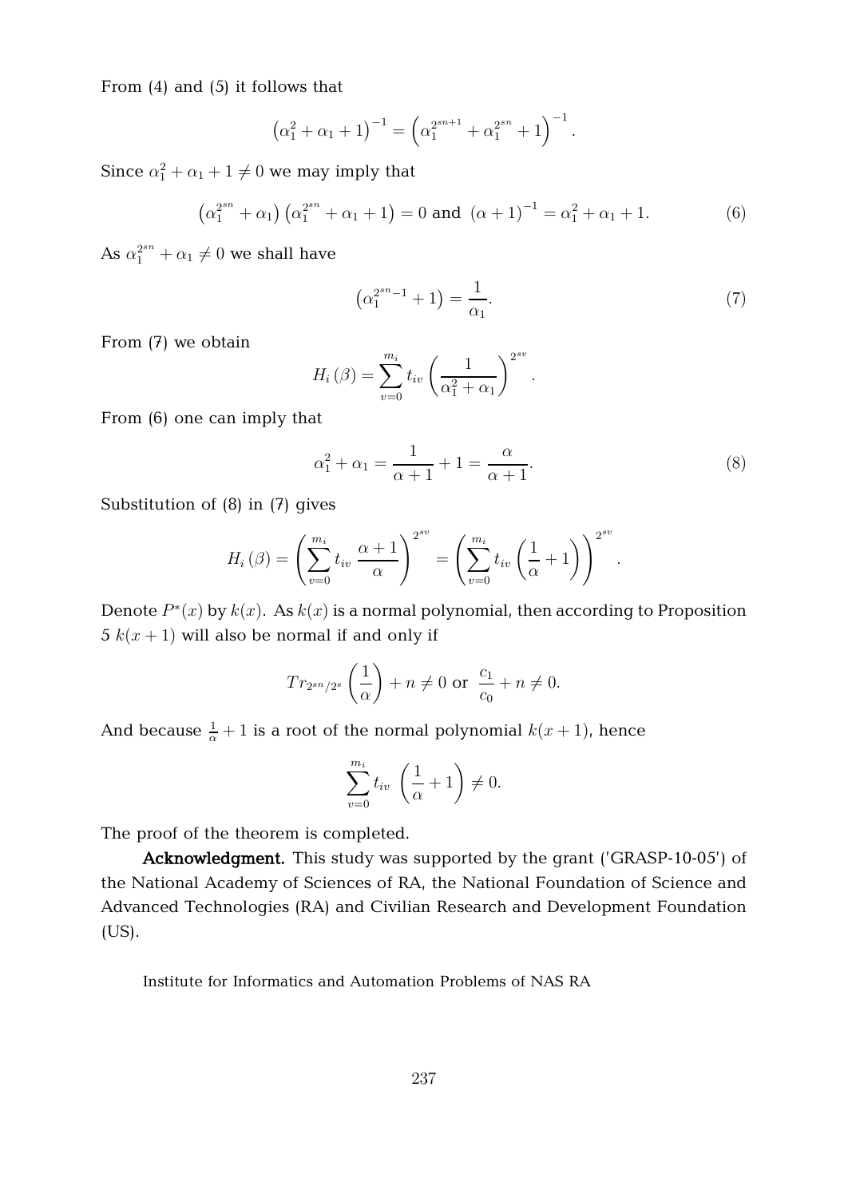From (4) and (5) it follows that

$$\left(\alpha_1^2 + \alpha_1 + 1\right)^{-1} = \left(\alpha_1^{2^{sn+1}} + \alpha_1^{2^{sn}} + 1\right)^{-1}.$$

Since $\alpha_1^2 + \alpha_1 + 1 \neq 0$ we may imply that

$$\left(\alpha_1^{2^{sn}} + \alpha_1\right)\left(\alpha_1^{2^{sn}} + \alpha_1 + 1\right) = 0 \text{ and } (\alpha + 1)^{-1} = \alpha_1^2 + \alpha_1 + 1. \tag{6}$$

As $\alpha_1^{2^{sn}} + \alpha_1 \neq 0$ we shall have

$$\left(\alpha_1^{2^{sn}-1} + 1\right) = \frac{1}{\alpha_1}. \tag{7}$$

From (7) we obtain

$$H_i(\beta) = \sum_{v=0}^{m_i} t_{iv} \left(\frac{1}{\alpha_1^2 + \alpha_1}\right)^{2^{sv}}.$$

From (6) one can imply that

$$\alpha_1^2 + \alpha_1 = \frac{1}{\alpha + 1} + 1 = \frac{\alpha}{\alpha + 1}. \tag{8}$$

Substitution of (8) in (7) gives

$$H_i(\beta) = \left(\sum_{v=0}^{m_i} t_{iv} \, \frac{\alpha + 1}{\alpha}\right)^{2^{sv}} = \left(\sum_{v=0}^{m_i} t_{iv} \left(\frac{1}{\alpha} + 1\right)\right)^{2^{sv}}.$$

Denote $P^*(x)$ by $k(x)$. As $k(x)$ is a normal polynomial, then according to Proposition 5 $k(x+1)$ will also be normal if and only if

$$Tr_{2^{sn}/2^s}\left(\frac{1}{\alpha}\right) + n \neq 0 \text{ or } \frac{c_1}{c_0} + n \neq 0.$$

And because $\frac{1}{\alpha} + 1$ is a root of the normal polynomial $k(x+1)$, hence

$$\sum_{v=0}^{m_i} t_{iv} \, \left(\frac{1}{\alpha} + 1\right) \neq 0.$$

The proof of the theorem is completed.

**Acknowledgment.** This study was supported by the grant ('GRASP-10-05') of the National Academy of Sciences of RA, the National Foundation of Science and Advanced Technologies (RA) and Civilian Research and Development Foundation (US).

Institute for Informatics and Automation Problems of NAS RA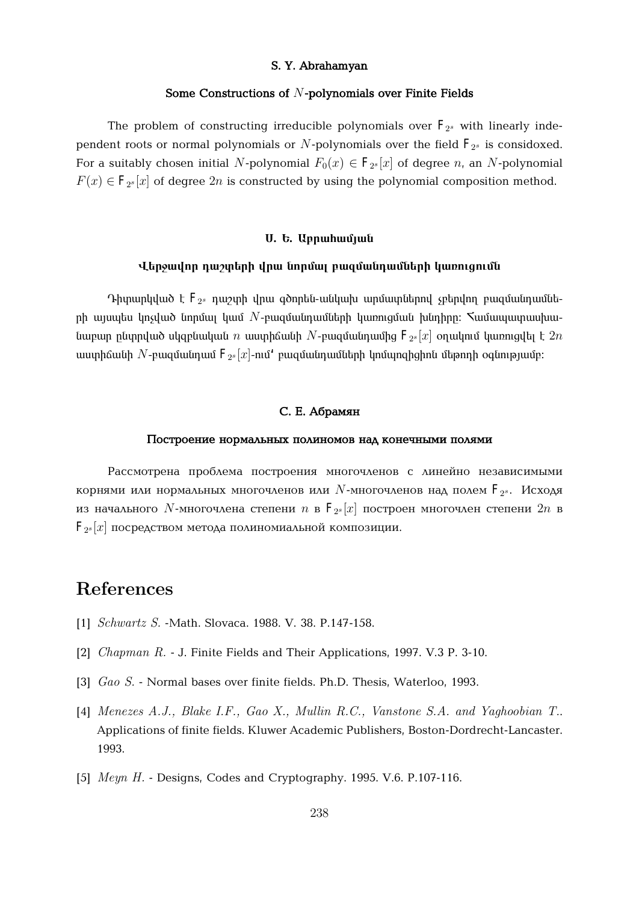**S. Y. Abrahamyan**

**Some Constructions of $N$-polynomials over Finite Fields**

The problem of constructing irreducible polynomials over $\mathsf{F}_{2^s}$ with linearly independent roots or normal polynomials or $N$-polynomials over the field $\mathsf{F}_{2^s}$ is considoxed. For a suitably chosen initial $N$-polynomial $F_0(x) \in \mathsf{F}_{2^s}[x]$ of degree $n$, an $N$-polynomial $F(x) \in \mathsf{F}_{2^s}[x]$ of degree $2n$ is constructed by using the polynomial composition method.

**Ս. Ե. Աբրահամյան**

**Վերջավոր դաշտերի վրա նորմալ բազմանդամների կառուցումն**

Դիտարկված է $\mathsf{F}_{2^s}$ դաշտի վրա գծորեն-անկախ արմատներով չբերվող բազմանդամների այսպես կոչված նորմալ կամ $N$-բազմանդամների կառուցման խնդիրը: Համապատասխանաբար ընտրված սկզբնական $n$ աստիճանի $N$-բազմանդամից $\mathsf{F}_{2^s}[x]$ օղակում կառուցվել է $2n$ աստիճանի $N$-բազմանդամ $\mathsf{F}_{2^s}[x]$-ում՝ բազմանդամների կոմպոզիցիոն մեթոդի օգնությամբ:

**С. Е. Абрамян**

**Построение нормальных полиномов над конечными полями**

Рассмотрена проблема построения многочленов с линейно независимыми корнями или нормальных многочленов или $N$-многочленов над полем $\mathsf{F}_{2^s}$. Исходя из начального $N$-многочлена степени $n$ в $\mathsf{F}_{2^s}[x]$ построен многочлен степени $2n$ в $\mathsf{F}_{2^s}[x]$ посредством метода полиномиальной композиции.

# References

[1] *Schwartz S.* -Math. Slovaca. 1988. V. 38. P.147-158.

[2] *Chapman R.* - J. Finite Fields and Their Applications, 1997. V.3 P. 3-10.

[3] *Gao S.* - Normal bases over finite fields. Ph.D. Thesis, Waterloo, 1993.

[4] *Menezes A.J., Blake I.F., Gao X., Mullin R.C., Vanstone S.A. and Yaghoobian T.*. Applications of finite fields. Kluwer Academic Publishers, Boston-Dordrecht-Lancaster. 1993.

[5] *Meyn H.* - Designs, Codes and Cryptography. 1995. V.6. P.107-116.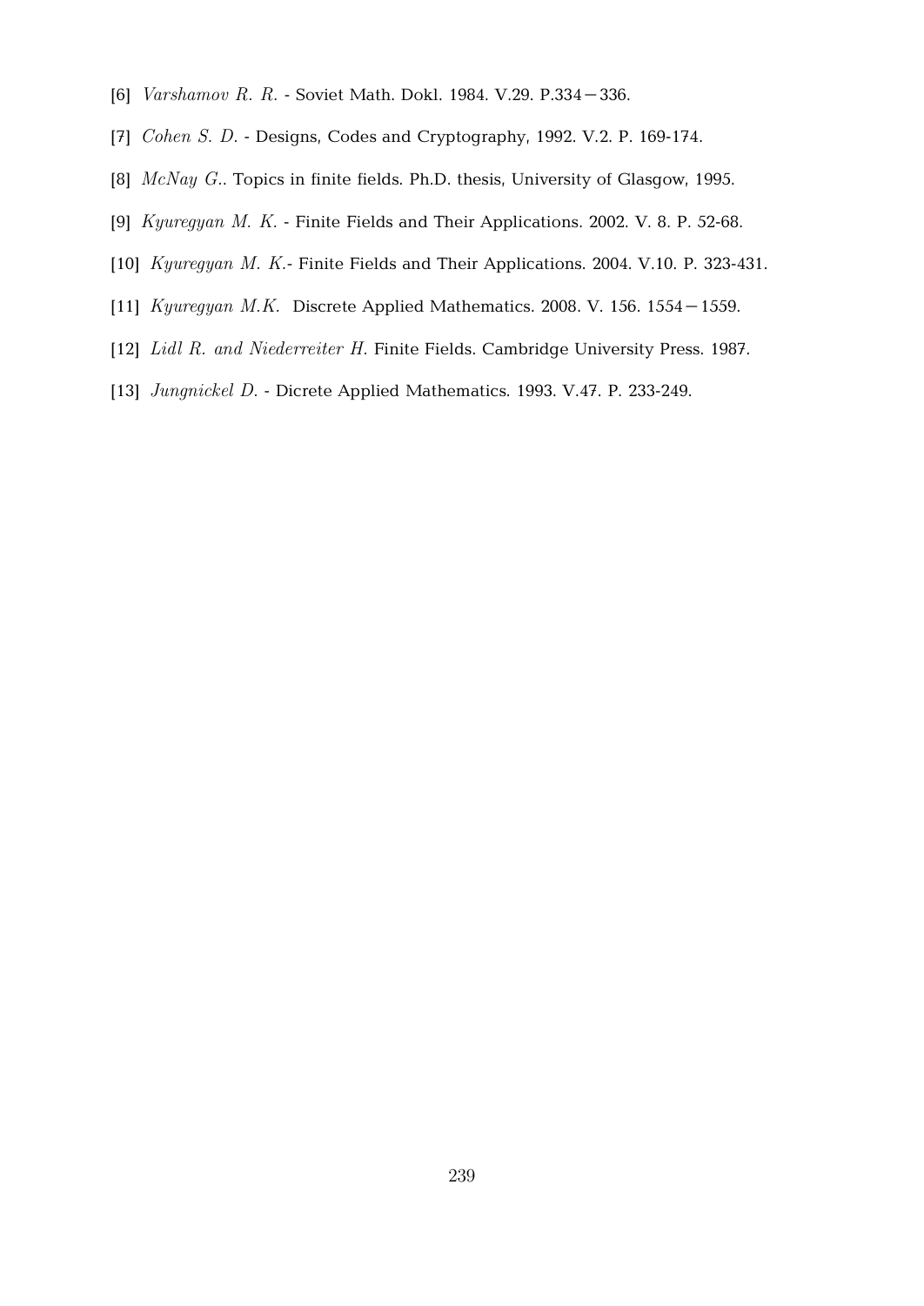[6] *Varshamov R. R.* - Soviet Math. Dokl. 1984. V.29. P.334 − 336.

[7] *Cohen S. D.* - Designs, Codes and Cryptography, 1992. V.2. P. 169-174.

[8] *McNay G.*. Topics in finite fields. Ph.D. thesis, University of Glasgow, 1995.

[9] *Kyuregyan M. K.* - Finite Fields and Their Applications. 2002. V. 8. P. 52-68.

[10] *Kyuregyan M. K.*- Finite Fields and Their Applications. 2004. V.10. P. 323-431.

[11] *Kyuregyan M.K.* Discrete Applied Mathematics. 2008. V. 156. 1554 − 1559.

[12] *Lidl R. and Niederreiter H.* Finite Fields. Cambridge University Press. 1987.

[13] *Jungnickel D.* - Dicrete Applied Mathematics. 1993. V.47. P. 233-249.